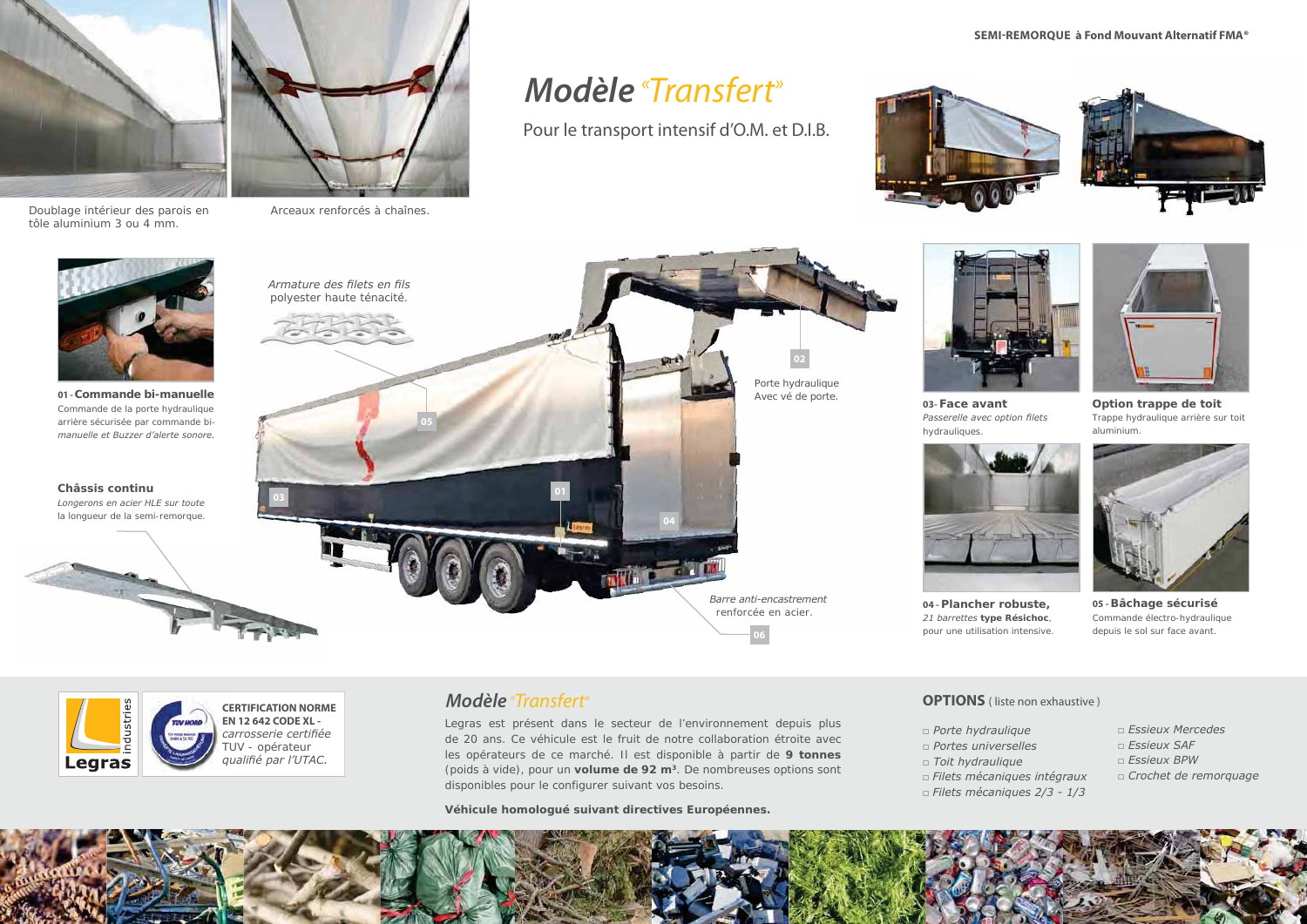SEMI-REMORQUE à Fond Mouvant Alternatif FMA®

# Modèle «Transfert»

Pour le transport intensif d'O.M. et D.I.B.

Doublage intérieur des parois en tôle aluminium 3 ou 4 mm.

Arceaux renforcés à chaînes.

**01 - Commande bi-manuelle**
Commande de la porte hydraulique arrière sécurisée par commande bi-*manuelle et Buzzer d'alerte sonore.*

**Châssis continu**
*Longerons en acier HLE sur toute* la longueur de la semi-remorque.

*Armature des filets en fils* polyester haute ténacité.

05

02

Porte hydraulique
Avec vé de porte.

03

01

04

*Barre anti-encastrement* renforcée en acier.

06

**03 - Face avant**
*Passerelle avec option filets* hydrauliques.

**Option trappe de toit**
Trappe hydraulique arrière sur toit aluminium.

**04 - Plancher robuste,**
*21 barrettes* **type Résichoc**, pour une utilisation intensive.

**05 - Bâchage sécurisé**
Commande électro-hydraulique depuis le sol sur face avant.

Legras industries

**CERTIFICATION NORME EN 12 642 CODE XL -** *carrosserie certifiée* TUV - opérateur *qualifié par l'UTAC.*

## Modèle «Transfert»

Legras est présent dans le secteur de l'environnement depuis plus de 20 ans. Ce véhicule est le fruit de notre collaboration étroite avec les opérateurs de ce marché. Il est disponible à partir de **9 tonnes** (poids à vide), pour un **volume de 92 m³**. De nombreuses options sont disponibles pour le configurer suivant vos besoins.

**Véhicule homologué suivant directives Européennes.**

## OPTIONS ( liste non exhaustive )

- *Porte hydraulique*
- *Portes universelles*
- *Toit hydraulique*
- *Filets mécaniques intégraux*
- *Filets mécaniques 2/3 - 1/3*
- *Essieux Mercedes*
- *Essieux SAF*
- *Essieux BPW*
- *Crochet de remorquage*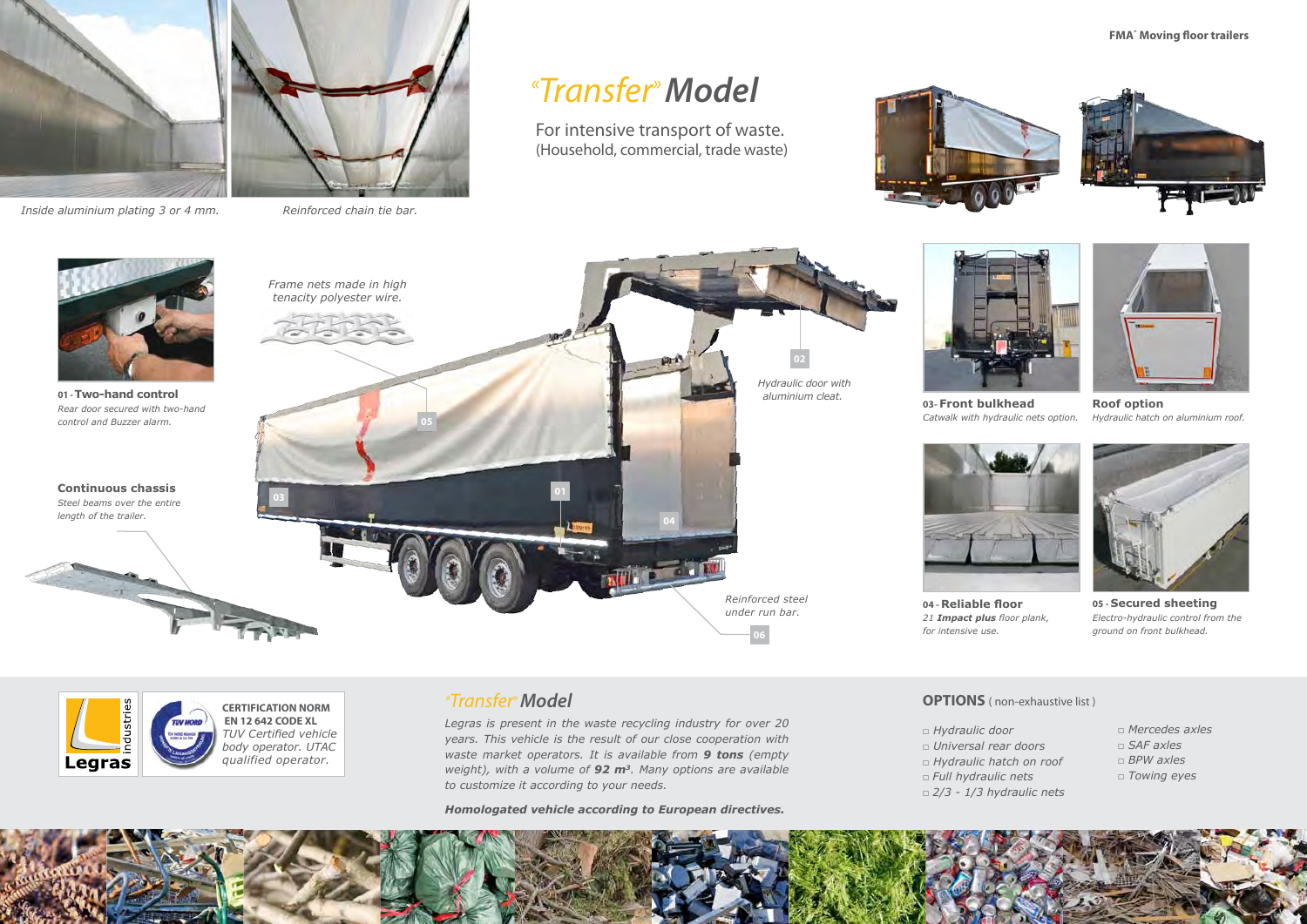# «Transfer» Model

For intensive transport of waste.
(Household, commercial, trade waste)

*Inside aluminium plating 3 or 4 mm.*

*Reinforced chain tie bar.*

**01 - Two-hand control**
*Rear door secured with two-hand control and Buzzer alarm.*

**Continuous chassis**
*Steel beams over the entire length of the trailer.*

*Frame nets made in high tenacity polyester wire.*

*Hydraulic door with aluminium cleat.*

*Reinforced steel under run bar.*

**03 - Front bulkhead**
*Catwalk with hydraulic nets option.*

**Roof option**
*Hydraulic hatch on aluminium roof.*

**04 - Reliable floor**
*21 **Impact plus** floor plank, for intensive use.*

**05 - Secured sheeting**
*Electro-hydraulic control from the ground on front bulkhead.*

**CERTIFICATION NORM EN 12 642 CODE XL**
*TUV Certified vehicle body operator. UTAC qualified operator.*

## «Transfer» Model

*Legras is present in the waste recycling industry for over 20 years. This vehicle is the result of our close cooperation with waste market operators. It is available from **9 tons** (empty weight), with a volume of **92 m³**. Many options are available to customize it according to your needs.*

***Homologated vehicle according to European directives.***

## OPTIONS ( non-exhaustive list )

- Hydraulic door
- Universal rear doors
- Hydraulic hatch on roof
- Full hydraulic nets
- 2/3 - 1/3 hydraulic nets
- Mercedes axles
- SAF axles
- BPW axles
- Towing eyes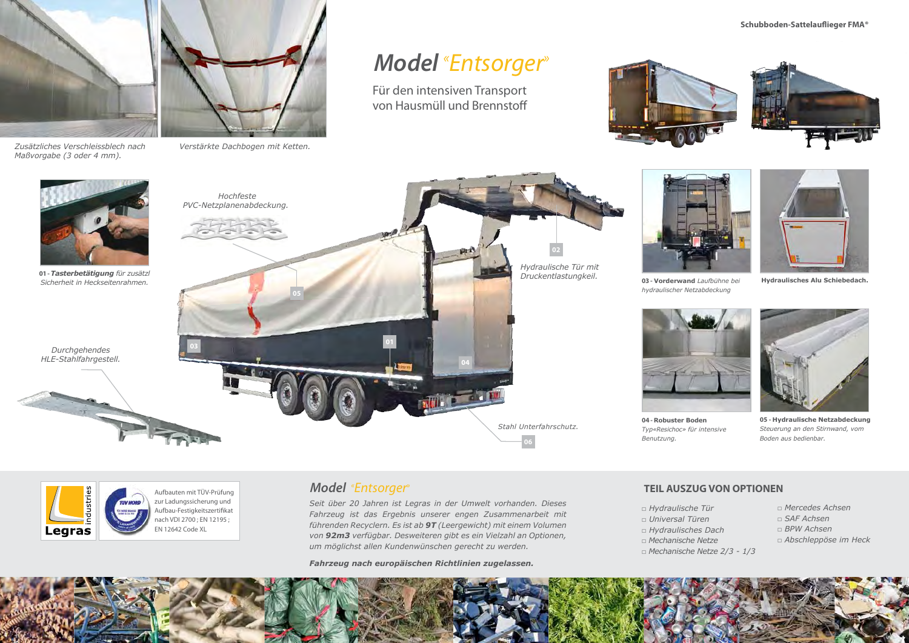# Model «Entsorger»

Für den intensiven Transport
von Hausmüll und Brennstoff

*Zusätzliches Verschleissblech nach Maßvorgabe (3 oder 4 mm).*

*Verstärkte Dachbogen mit Ketten.*

Hochfeste PVC-Netzplanenabdeckung.

**01 - *Tasterbetätigung*** *für zusätzl Sicherheit in Heckseitenrahmen.*

Durchgehendes HLE-Stahlfahrgestell.

*Hydraulische Tür mit Druckentlastungkeil.* (02)

*Stahl Unterfahrschutz.* (06)

**03 - Vorderwand** *Laufbühne bei hydraulischer Netzabdeckung*

**Hydraulisches Alu Schiebedach.**

**04 - Robuster Boden** *Typ«Resichoc» für intensive Benutzung.*

**05 - Hydraulische Netzabdeckung** *Steuerung an den Stirnwand, vom Boden aus bedienbar.*

Legras industries

Aufbauten mit TÜV-Prüfung zur Ladungssicherung und Aufbau-Festigkeitszertifikat nach VDI 2700 ; EN 12195 ; EN 12642 Code XL

## Model «Entsorger»

*Seit über 20 Jahren ist Legras in der Umwelt vorhanden. Dieses Fahrzeug ist das Ergebnis unserer engen Zusammenarbeit mit führenden Recyclern. Es ist ab **9T** (Leergewicht) mit einem Volumen von **92m3** verfügbar. Desweiteren gibt es ein Vielzahl an Optionen, um möglichst allen Kundenwünschen gerecht zu werden.*

***Fahrzeug nach europäischen Richtlinien zugelassen.***

## TEIL AUSZUG VON OPTIONEN

- *Hydraulische Tür*
- *Universal Türen*
- *Hydraulisches Dach*
- *Mechanische Netze*
- *Mechanische Netze 2/3 - 1/3*
- *Mercedes Achsen*
- *SAF Achsen*
- *BPW Achsen*
- *Abschleppöse im Heck*